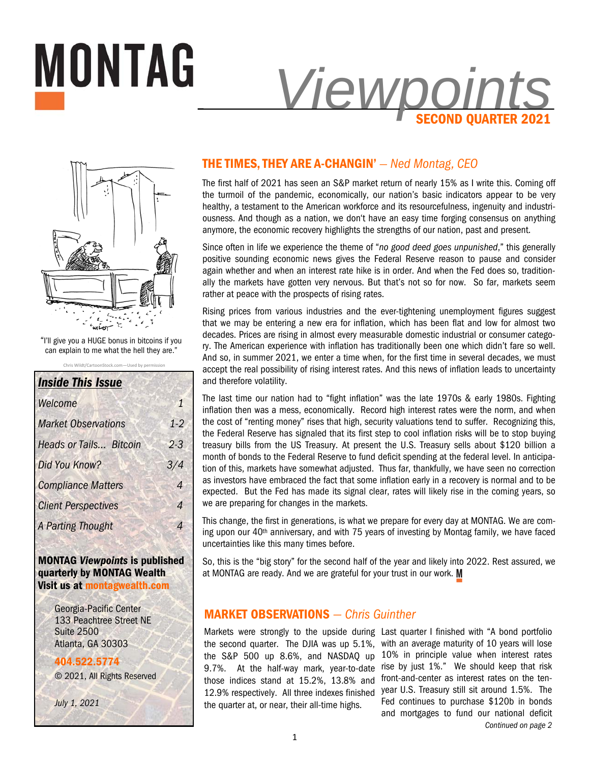# MONTAG *Viewpoints*

**SECOND QUARTER 2021**

"I'll give you a HUGE bonus in bitcoins if you can explain to me what the hell they are."

Chris Wildt/CartoonStock.com—Used by permission

## *Inside This Issue*

| | |
|---|---|
| *Welcome* | *1* |
| *Market Observations* | *1-2* |
| *Heads or Tails... Bitcoin* | *2-3* |
| *Did You Know?* | *3/4* |
| *Compliance Matters* | *4* |
| *Client Perspectives* | *4* |
| *A Parting Thought* | *4* |

**MONTAG *Viewpoints* is published quarterly by MONTAG Wealth**
**Visit us at montagwealth.com**

Georgia-Pacific Center
133 Peachtree Street NE
Suite 2500
Atlanta, GA 30303

**404.522.5774**

© 2021, All Rights Reserved

*July 1, 2021*

## THE TIMES, THEY ARE A-CHANGIN' — *Ned Montag, CEO*

The first half of 2021 has seen an S&P market return of nearly 15% as I write this. Coming off the turmoil of the pandemic, economically, our nation's basic indicators appear to be very healthy, a testament to the American workforce and its resourcefulness, ingenuity and industriousness. And though as a nation, we don't have an easy time forging consensus on anything anymore, the economic recovery highlights the strengths of our nation, past and present.

Since often in life we experience the theme of "*no good deed goes unpunished*," this generally positive sounding economic news gives the Federal Reserve reason to pause and consider again whether and when an interest rate hike is in order. And when the Fed does so, traditionally the markets have gotten very nervous. But that's not so for now. So far, markets seem rather at peace with the prospects of rising rates.

Rising prices from various industries and the ever-tightening unemployment figures suggest that we may be entering a new era for inflation, which has been flat and low for almost two decades. Prices are rising in almost every measurable domestic industrial or consumer category. The American experience with inflation has traditionally been one which didn't fare so well. And so, in summer 2021, we enter a time when, for the first time in several decades, we must accept the real possibility of rising interest rates. And this news of inflation leads to uncertainty and therefore volatility.

The last time our nation had to "fight inflation" was the late 1970s & early 1980s. Fighting inflation then was a mess, economically. Record high interest rates were the norm, and when the cost of "renting money" rises that high, security valuations tend to suffer. Recognizing this, the Federal Reserve has signaled that its first step to cool inflation risks will be to stop buying treasury bills from the US Treasury. At present the U.S. Treasury sells about $120 billion a month of bonds to the Federal Reserve to fund deficit spending at the federal level. In anticipation of this, markets have somewhat adjusted. Thus far, thankfully, we have seen no correction as investors have embraced the fact that some inflation early in a recovery is normal and to be expected. But the Fed has made its signal clear, rates will likely rise in the coming years, so we are preparing for changes in the markets.

This change, the first in generations, is what we prepare for every day at MONTAG. We are coming upon our 40th anniversary, and with 75 years of investing by Montag family, we have faced uncertainties like this many times before.

So, this is the "big story" for the second half of the year and likely into 2022. Rest assured, we at MONTAG are ready. And we are grateful for your trust in our work.

## MARKET OBSERVATIONS — *Chris Guinther*

Markets were strongly to the upside during the second quarter. The DJIA was up 5.1%, the S&P 500 up 8.6%, and NASDAQ up 9.7%. At the half-way mark, year-to-date those indices stand at 15.2%, 13.8% and 12.9% respectively. All three indexes finished the quarter at, or near, their all-time highs.

Last quarter I finished with "A bond portfolio with an average maturity of 10 years will lose 10% in principle value when interest rates rise by just 1%." We should keep that risk front-and-center as interest rates on the ten-year U.S. Treasury still sit around 1.5%. The Fed continues to purchase $120b in bonds and mortgages to fund our national deficit

*Continued on page 2*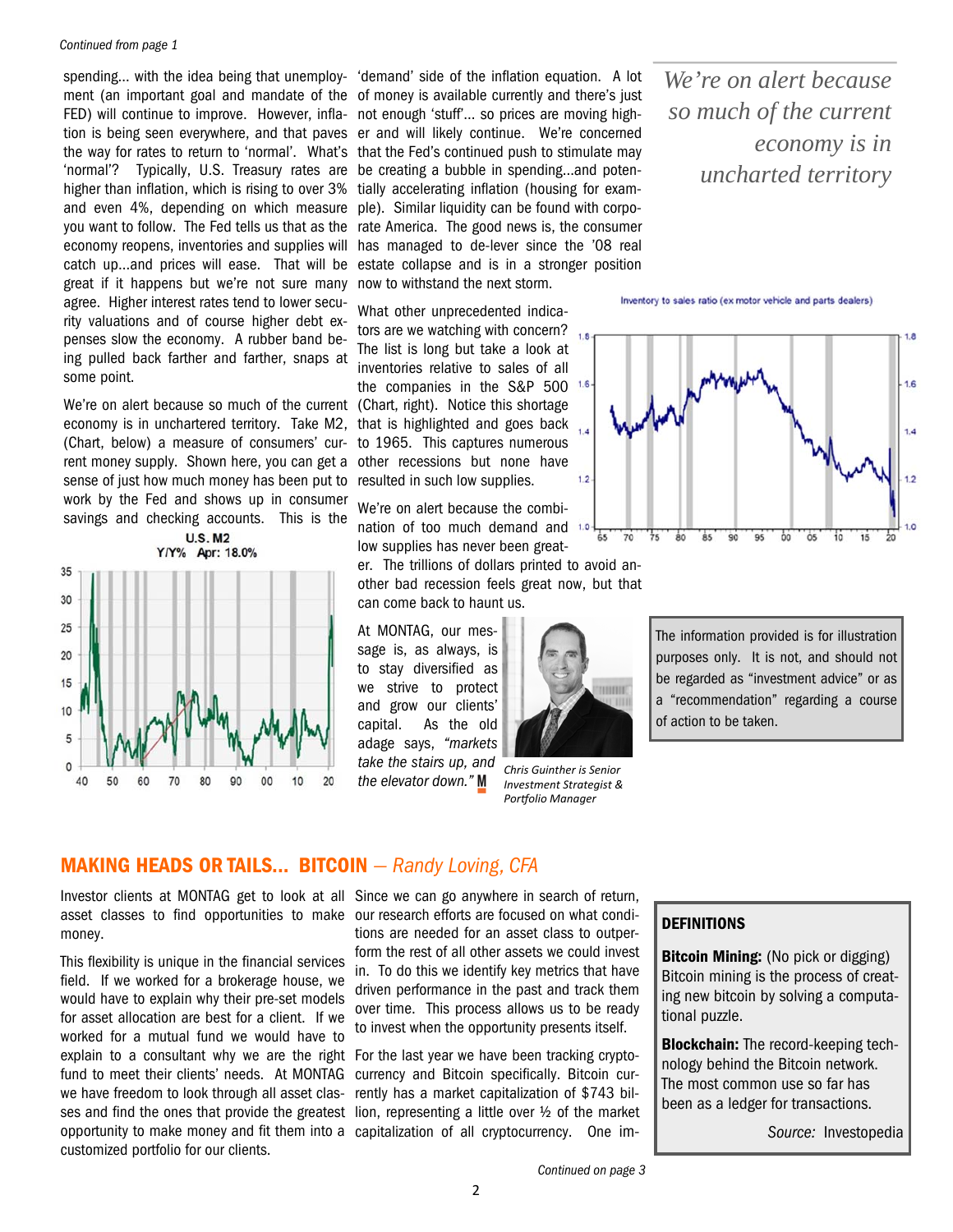*Continued from page 1*

spending... with the idea being that unemployment (an important goal and mandate of the FED) will continue to improve. However, inflation is being seen everywhere, and that paves the way for rates to return to 'normal'. What's 'normal'? Typically, U.S. Treasury rates are higher than inflation, which is rising to over 3% and even 4%, depending on which measure you want to follow. The Fed tells us that as the economy reopens, inventories and supplies will catch up...and prices will ease. That will be great if it happens but we're not sure many agree. Higher interest rates tend to lower security valuations and of course higher debt expenses slow the economy. A rubber band being pulled back farther and farther, snaps at some point.

We're on alert because so much of the current economy is in unchartered territory. Take M2, (Chart, below) a measure of consumers' current money supply. Shown here, you can get a sense of just how much money has been put to work by the Fed and shows up in consumer savings and checking accounts. This is the 'demand' side of the inflation equation. A lot of money is available currently and there's just not enough 'stuff'... so prices are moving higher and will likely continue. We're concerned that the Fed's continued push to stimulate may be creating a bubble in spending...and potentially accelerating inflation (housing for example). Similar liquidity can be found with corporate America. The good news is, the consumer has managed to de-lever since the '08 real estate collapse and is in a stronger position now to withstand the next storm.

U.S. M2
Y/Y% Apr: 18.0%

What other unprecedented indicators are we watching with concern? The list is long but take a look at inventories relative to sales of all the companies in the S&P 500 (Chart, right). Notice this shortage that is highlighted and goes back to 1965. This captures numerous other recessions but none have resulted in such low supplies.

Inventory to sales ratio (ex motor vehicle and parts dealers)

We're on alert because the combination of too much demand and low supplies has never been greater. The trillions of dollars printed to avoid another bad recession feels great now, but that can come back to haunt us.

At MONTAG, our message is, as always, is to stay diversified as we strive to protect and grow our clients' capital. As the old adage says, *"markets take the stairs up, and the elevator down."*

*Chris Guinther is Senior Investment Strategist & Portfolio Manager*

> *We're on alert because so much of the current economy is in uncharted territory*

The information provided is for illustration purposes only. It is not, and should not be regarded as "investment advice" or as a "recommendation" regarding a course of action to be taken.

## MAKING HEADS OR TAILS... BITCOIN — *Randy Loving, CFA*

Investor clients at MONTAG get to look at all asset classes to find opportunities to make money.

This flexibility is unique in the financial services field. If we worked for a brokerage house, we would have to explain why their pre-set models for asset allocation are best for a client. If we worked for a mutual fund we would have to explain to a consultant why we are the right fund to meet their clients' needs. At MONTAG we have freedom to look through all asset classes and find the ones that provide the greatest opportunity to make money and fit them into a customized portfolio for our clients.

Since we can go anywhere in search of return, our research efforts are focused on what conditions are needed for an asset class to outperform the rest of all other assets we could invest in. To do this we identify key metrics that have driven performance in the past and track them over time. This process allows us to be ready to invest when the opportunity presents itself.

For the last year we have been tracking cryptocurrency and Bitcoin specifically. Bitcoin currently has a market capitalization of $743 billion, representing a little over ½ of the market capitalization of all cryptocurrency. One im-

*Continued on page 3*

### DEFINITIONS

**Bitcoin Mining:** (No pick or digging) Bitcoin mining is the process of creating new bitcoin by solving a computational puzzle.

**Blockchain:** The record-keeping technology behind the Bitcoin network. The most common use so far has been as a ledger for transactions.

*Source:* Investopedia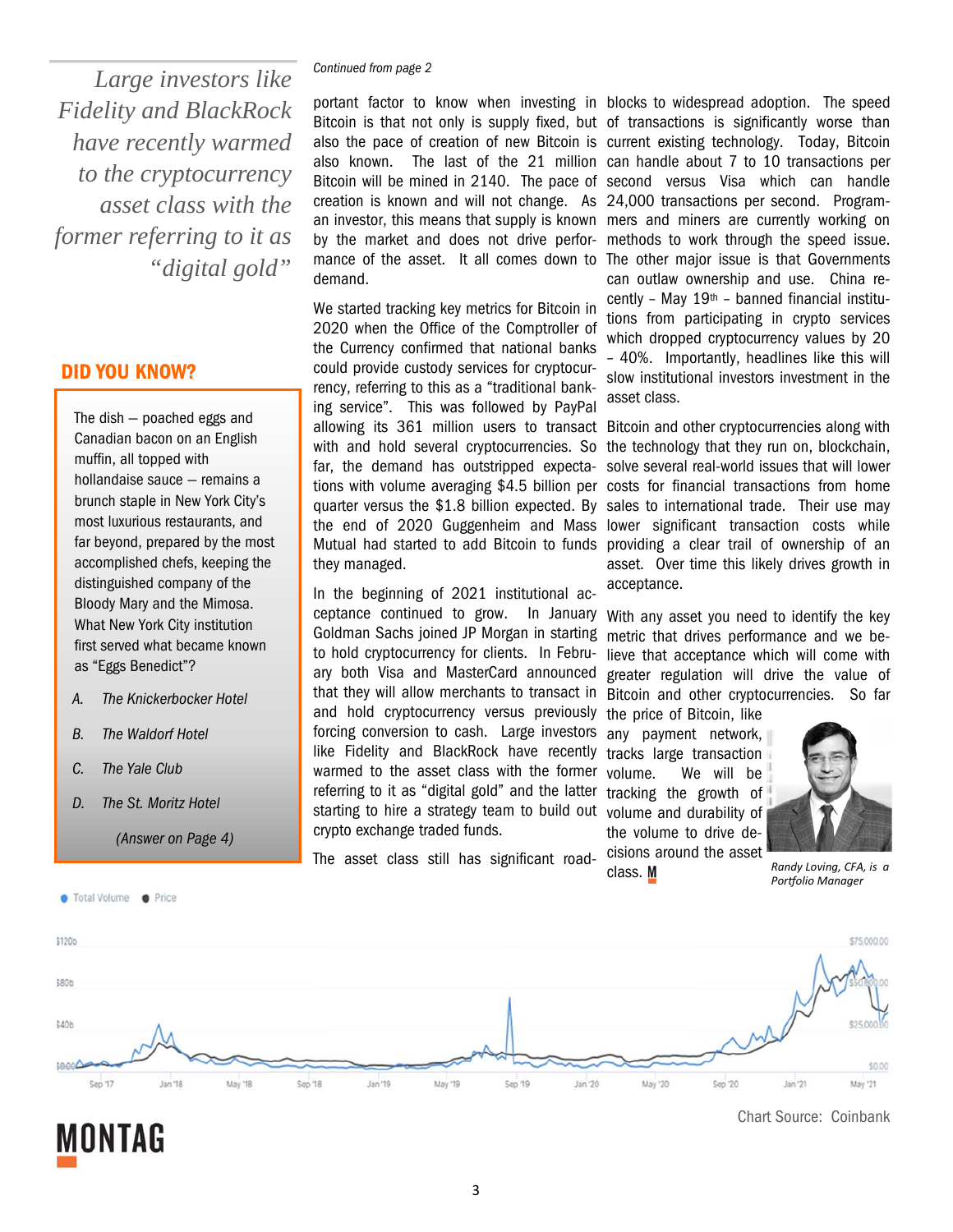*Large investors like Fidelity and BlackRock have recently warmed to the cryptocurrency asset class with the former referring to it as "digital gold"*

## DID YOU KNOW?

The dish — poached eggs and Canadian bacon on an English muffin, all topped with hollandaise sauce — remains a brunch staple in New York City's most luxurious restaurants, and far beyond, prepared by the most accomplished chefs, keeping the distinguished company of the Bloody Mary and the Mimosa. What New York City institution first served what became known as "Eggs Benedict"?

*A. The Knickerbocker Hotel*

*B. The Waldorf Hotel*

*C. The Yale Club*

*D. The St. Moritz Hotel*

*(Answer on Page 4)*

*Continued from page 2*

portant factor to know when investing in Bitcoin is that not only is supply fixed, but also the pace of creation of new Bitcoin is also known. The last of the 21 million Bitcoin will be mined in 2140. The pace of creation is known and will not change. As an investor, this means that supply is known by the market and does not drive performance of the asset. It all comes down to demand.

We started tracking key metrics for Bitcoin in 2020 when the Office of the Comptroller of the Currency confirmed that national banks could provide custody services for cryptocurrency, referring to this as a "traditional banking service". This was followed by PayPal allowing its 361 million users to transact with and hold several cryptocurrencies. So far, the demand has outstripped expectations with volume averaging $4.5 billion per quarter versus the $1.8 billion expected. By the end of 2020 Guggenheim and Mass Mutual had started to add Bitcoin to funds they managed.

In the beginning of 2021 institutional acceptance continued to grow. In January Goldman Sachs joined JP Morgan in starting to hold cryptocurrency for clients. In February both Visa and MasterCard announced that they will allow merchants to transact in and hold cryptocurrency versus previously forcing conversion to cash. Large investors like Fidelity and BlackRock have recently warmed to the asset class with the former referring to it as "digital gold" and the latter starting to hire a strategy team to build out crypto exchange traded funds.

The asset class still has significant road-blocks to widespread adoption. The speed of transactions is significantly worse than current existing technology. Today, Bitcoin can handle about 7 to 10 transactions per second versus Visa which can handle 24,000 transactions per second. Programmers and miners are currently working on methods to work through the speed issue. The other major issue is that Governments can outlaw ownership and use. China recently – May 19th – banned financial institutions from participating in crypto services which dropped cryptocurrency values by 20 – 40%. Importantly, headlines like this will slow institutional investors investment in the asset class.

Bitcoin and other cryptocurrencies along with the technology that they run on, blockchain, solve several real-world issues that will lower costs for financial transactions from home sales to international trade. Their use may lower significant transaction costs while providing a clear trail of ownership of an asset. Over time this likely drives growth in acceptance.

With any asset you need to identify the key metric that drives performance and we believe that acceptance which will come with greater regulation will drive the value of Bitcoin and other cryptocurrencies. So far the price of Bitcoin, like any payment network, tracks large transaction volume. We will be tracking the growth of volume and durability of the volume to drive decisions around the asset class. **M**

*Randy Loving, CFA, is a Portfolio Manager*

Chart Source: Coinbank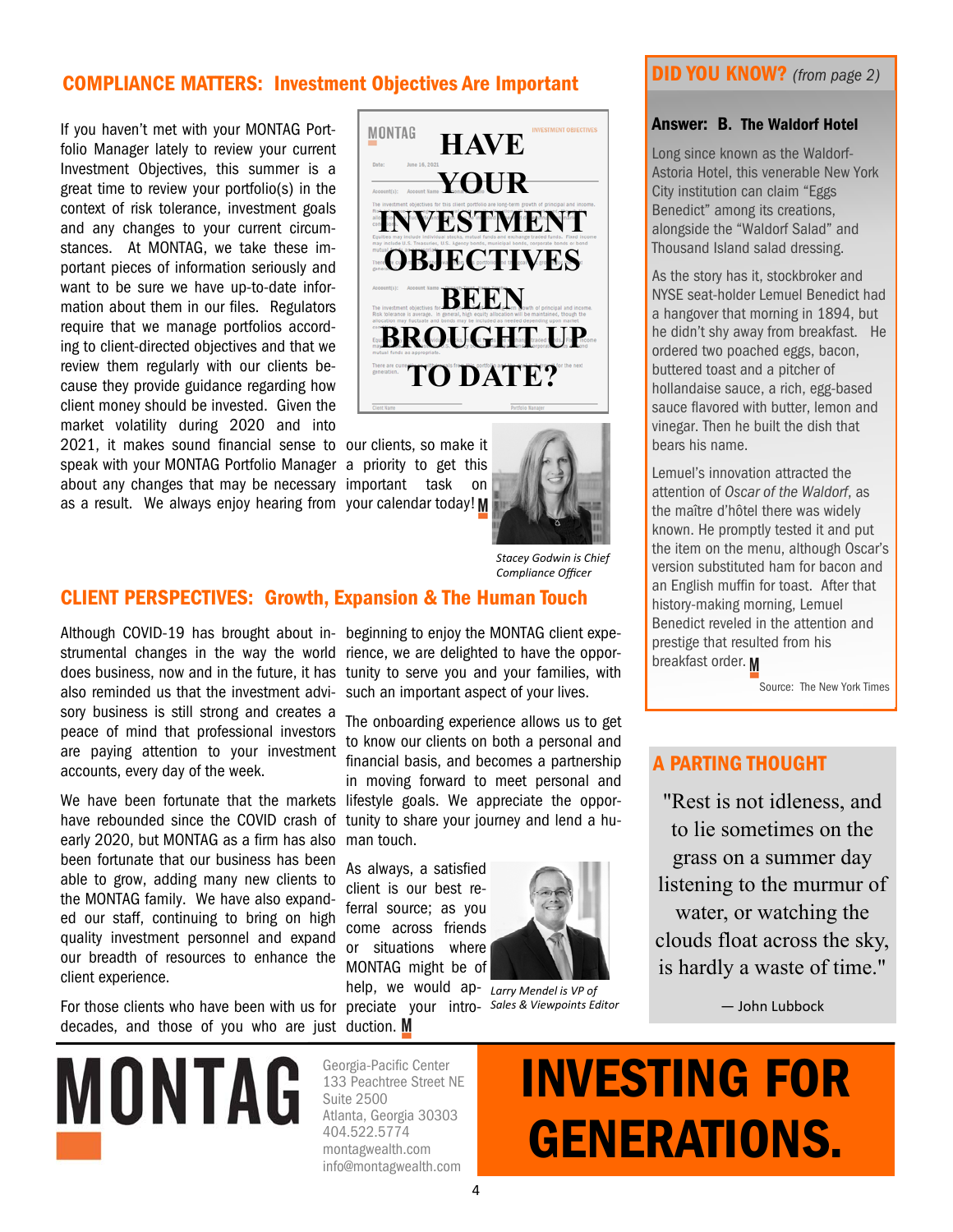## COMPLIANCE MATTERS: Investment Objectives Are Important

If you haven't met with your MONTAG Portfolio Manager lately to review your current Investment Objectives, this summer is a great time to review your portfolio(s) in the context of risk tolerance, investment goals and any changes to your current circumstances. At MONTAG, we take these important pieces of information seriously and want to be sure we have up-to-date information about them in our files. Regulators require that we manage portfolios according to client-directed objectives and that we review them regularly with our clients because they provide guidance regarding how client money should be invested. Given the market volatility during 2020 and into 2021, it makes sound financial sense to speak with your MONTAG Portfolio Manager about any changes that may be necessary as a result. We always enjoy hearing from our clients, so make it a priority to get this important task on your calendar today!

**HAVE YOUR INVESTMENT OBJECTIVES BEEN BROUGHT UP TO DATE?**

*Stacey Godwin is Chief Compliance Officer*

## CLIENT PERSPECTIVES: Growth, Expansion & The Human Touch

Although COVID-19 has brought about instrumental changes in the way the world does business, now and in the future, it has also reminded us that the investment advisory business is still strong and creates a peace of mind that professional investors are paying attention to your investment accounts, every day of the week.

We have been fortunate that the markets have rebounded since the COVID crash of early 2020, but MONTAG as a firm has also been fortunate that our business has been able to grow, adding many new clients to the MONTAG family. We have also expanded our staff, continuing to bring on high quality investment personnel and expand our breadth of resources to enhance the client experience.

For those clients who have been with us for decades, and those of you who are just beginning to enjoy the MONTAG client experience, we are delighted to have the opportunity to serve you and your families, with such an important aspect of your lives.

The onboarding experience allows us to get to know our clients on both a personal and financial basis, and becomes a partnership in moving forward to meet personal and lifestyle goals. We appreciate the opportunity to share your journey and lend a human touch.

As always, a satisfied client is our best referral source; as you come across friends or situations where MONTAG might be of help, we would appreciate your introduction.

*Larry Mendel is VP of Sales & Viewpoints Editor*

## DID YOU KNOW? *(from page 2)*

**Answer: B. The Waldorf Hotel**

Long since known as the Waldorf-Astoria Hotel, this venerable New York City institution can claim "Eggs Benedict" among its creations, alongside the "Waldorf Salad" and Thousand Island salad dressing.

As the story has it, stockbroker and NYSE seat-holder Lemuel Benedict had a hangover that morning in 1894, but he didn't shy away from breakfast. He ordered two poached eggs, bacon, buttered toast and a pitcher of hollandaise sauce, a rich, egg-based sauce flavored with butter, lemon and vinegar. Then he built the dish that bears his name.

Lemuel's innovation attracted the attention of *Oscar of the Waldorf*, as the maître d'hôtel there was widely known. He promptly tested it and put the item on the menu, although Oscar's version substituted ham for bacon and an English muffin for toast. After that history-making morning, Lemuel Benedict reveled in the attention and prestige that resulted from his breakfast order.

Source: The New York Times

## A PARTING THOUGHT

"Rest is not idleness, and to lie sometimes on the grass on a summer day listening to the murmur of water, or watching the clouds float across the sky, is hardly a waste of time."

— John Lubbock

**MONTAG**

Georgia-Pacific Center
133 Peachtree Street NE
Suite 2500
Atlanta, Georgia 30303
404.522.5774
montagwealth.com
info@montagwealth.com

**INVESTING FOR GENERATIONS.**